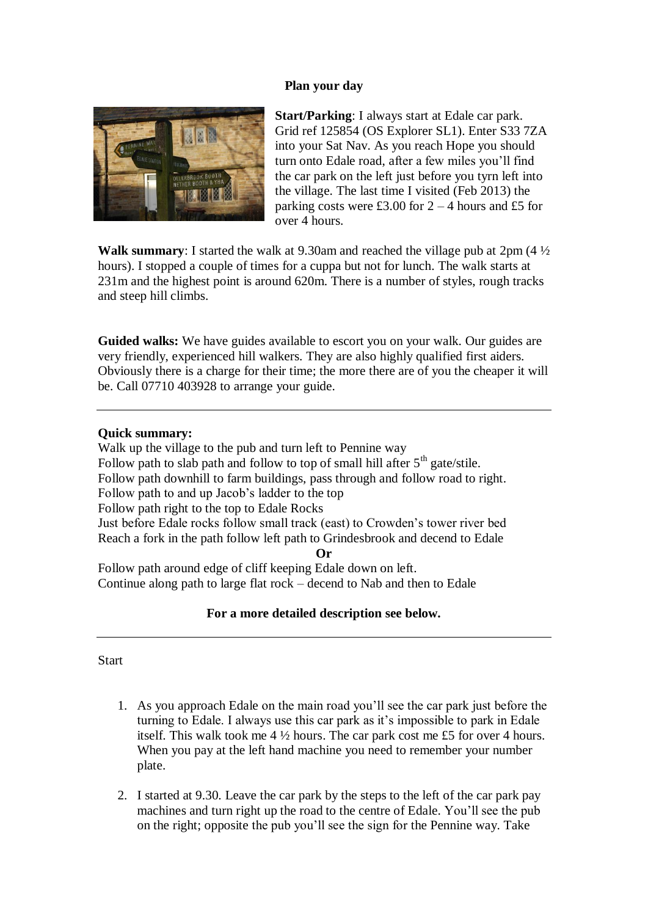**Plan your day**

**Start/Parking**: I always start at Edale car park. Grid ref 125854 (OS Explorer SL1). Enter S33 7ZA into your Sat Nav. As you reach Hope you should turn onto Edale road, after a few miles you'll find the car park on the left just before you tyrn left into the village. The last time I visited (Feb 2013) the parking costs were £3.00 for 2 – 4 hours and £5 for over 4 hours.

**Walk summary**: I started the walk at 9.30am and reached the village pub at 2pm (4 ½ hours). I stopped a couple of times for a cuppa but not for lunch. The walk starts at 231m and the highest point is around 620m. There is a number of styles, rough tracks and steep hill climbs.

**Guided walks:** We have guides available to escort you on your walk. Our guides are very friendly, experienced hill walkers. They are also highly qualified first aiders. Obviously there is a charge for their time; the more there are of you the cheaper it will be. Call 07710 403928 to arrange your guide.

---

**Quick summary:**

Walk up the village to the pub and turn left to Pennine way
Follow path to slab path and follow to top of small hill after 5th gate/stile.
Follow path downhill to farm buildings, pass through and follow road to right.
Follow path to and up Jacob's ladder to the top
Follow path right to the top to Edale Rocks
Just before Edale rocks follow small track (east) to Crowden's tower river bed
Reach a fork in the path follow left path to Grindesbrook and decend to Edale

**Or**

Follow path around edge of cliff keeping Edale down on left.
Continue along path to large flat rock – decend to Nab and then to Edale

**For a more detailed description see below.**

---

Start

1. As you approach Edale on the main road you'll see the car park just before the turning to Edale. I always use this car park as it's impossible to park in Edale itself. This walk took me 4 ½ hours. The car park cost me £5 for over 4 hours. When you pay at the left hand machine you need to remember your number plate.

2. I started at 9.30. Leave the car park by the steps to the left of the car park pay machines and turn right up the road to the centre of Edale. You'll see the pub on the right; opposite the pub you'll see the sign for the Pennine way. Take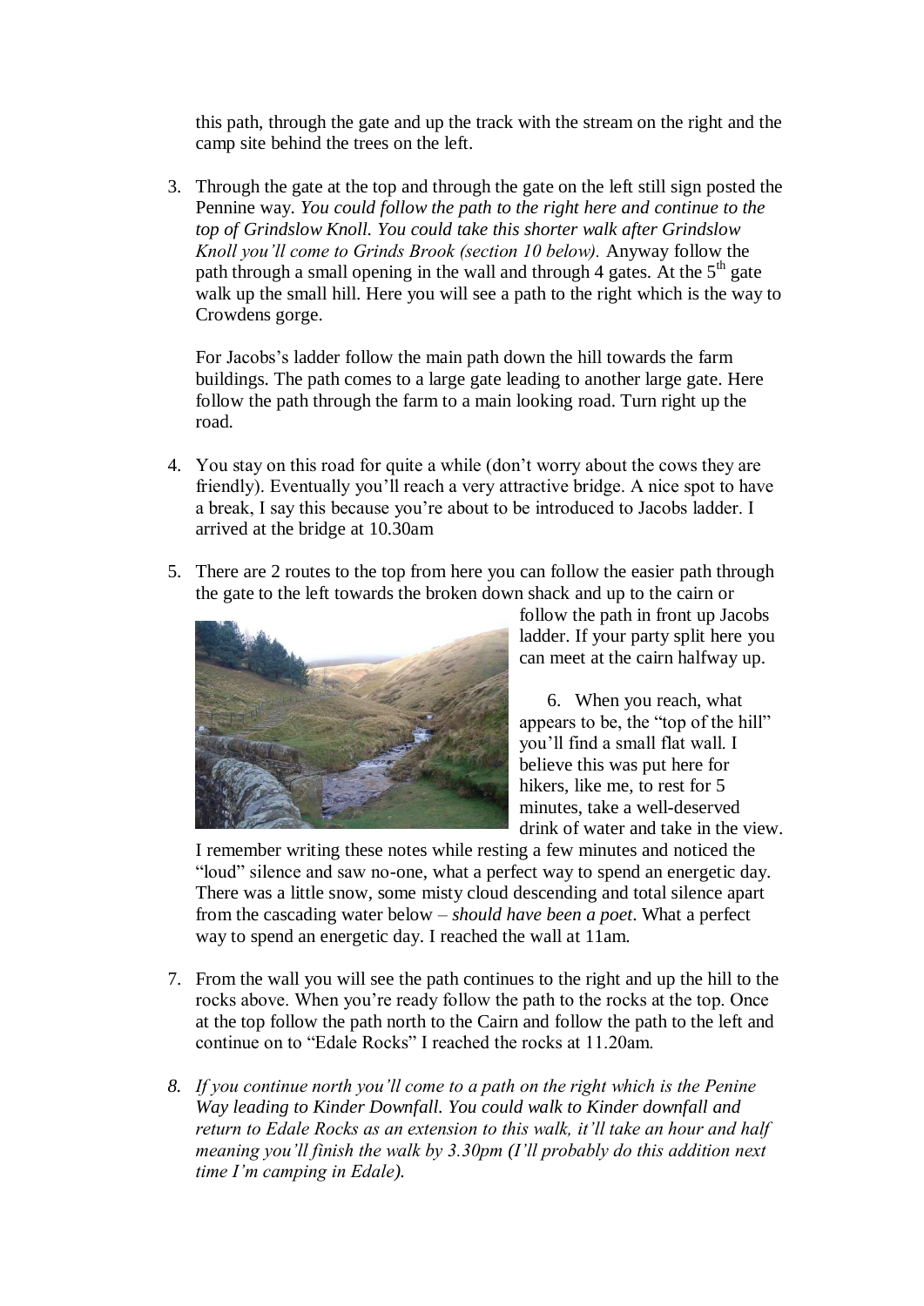this path, through the gate and up the track with the stream on the right and the camp site behind the trees on the left.

3. Through the gate at the top and through the gate on the left still sign posted the Pennine way. *You could follow the path to the right here and continue to the top of Grindslow Knoll. You could take this shorter walk after Grindslow Knoll you'll come to Grinds Brook (section 10 below).* Anyway follow the path through a small opening in the wall and through 4 gates. At the 5th gate walk up the small hill. Here you will see a path to the right which is the way to Crowdens gorge.

   For Jacobs's ladder follow the main path down the hill towards the farm buildings. The path comes to a large gate leading to another large gate. Here follow the path through the farm to a main looking road. Turn right up the road.

4. You stay on this road for quite a while (don't worry about the cows they are friendly). Eventually you'll reach a very attractive bridge. A nice spot to have a break, I say this because you're about to be introduced to Jacobs ladder. I arrived at the bridge at 10.30am

5. There are 2 routes to the top from here you can follow the easier path through the gate to the left towards the broken down shack and up to the cairn or follow the path in front up Jacobs ladder. If your party split here you can meet at the cairn halfway up.

6. When you reach, what appears to be, the "top of the hill" you'll find a small flat wall. I believe this was put here for hikers, like me, to rest for 5 minutes, take a well-deserved drink of water and take in the view. I remember writing these notes while resting a few minutes and noticed the "loud" silence and saw no-one, what a perfect way to spend an energetic day. There was a little snow, some misty cloud descending and total silence apart from the cascading water below – *should have been a poet*. What a perfect way to spend an energetic day. I reached the wall at 11am.

7. From the wall you will see the path continues to the right and up the hill to the rocks above. When you're ready follow the path to the rocks at the top. Once at the top follow the path north to the Cairn and follow the path to the left and continue on to "Edale Rocks" I reached the rocks at 11.20am.

8. *If you continue north you'll come to a path on the right which is the Penine Way leading to Kinder Downfall. You could walk to Kinder downfall and return to Edale Rocks as an extension to this walk, it'll take an hour and half meaning you'll finish the walk by 3.30pm (I'll probably do this addition next time I'm camping in Edale).*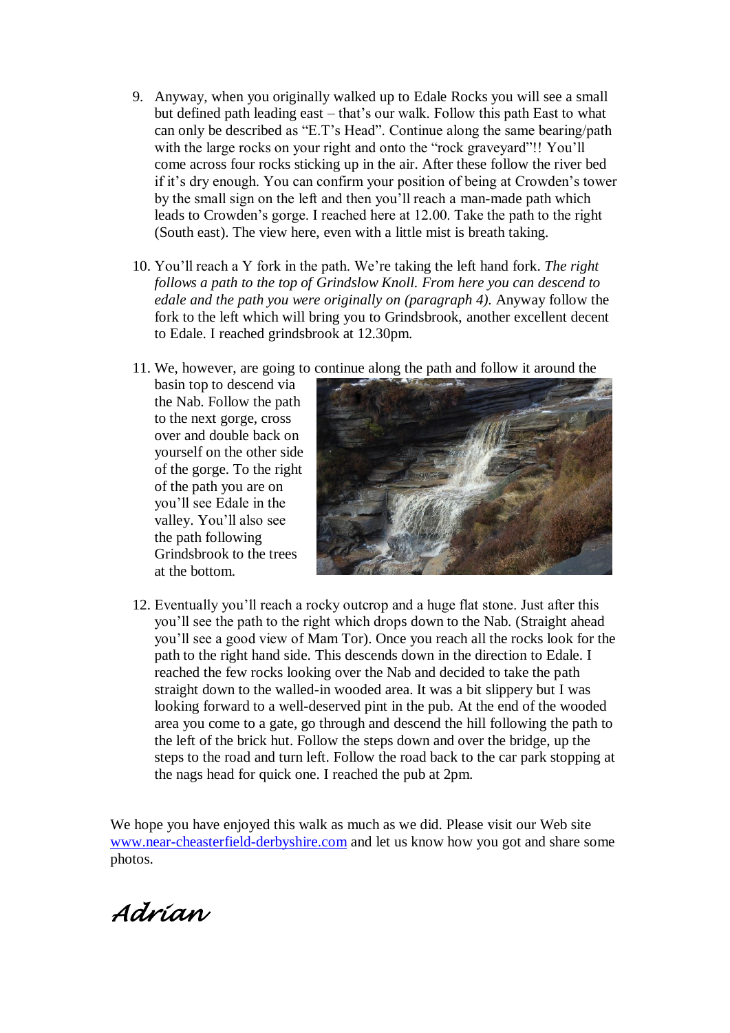9. Anyway, when you originally walked up to Edale Rocks you will see a small but defined path leading east – that's our walk. Follow this path East to what can only be described as "E.T's Head". Continue along the same bearing/path with the large rocks on your right and onto the "rock graveyard"!! You'll come across four rocks sticking up in the air. After these follow the river bed if it's dry enough. You can confirm your position of being at Crowden's tower by the small sign on the left and then you'll reach a man-made path which leads to Crowden's gorge. I reached here at 12.00. Take the path to the right (South east). The view here, even with a little mist is breath taking.

10. You'll reach a Y fork in the path. We're taking the left hand fork. *The right follows a path to the top of Grindslow Knoll. From here you can descend to edale and the path you were originally on (paragraph 4).* Anyway follow the fork to the left which will bring you to Grindsbrook, another excellent decent to Edale. I reached grindsbrook at 12.30pm.

11. We, however, are going to continue along the path and follow it around the basin top to descend via the Nab. Follow the path to the next gorge, cross over and double back on yourself on the other side of the gorge. To the right of the path you are on you'll see Edale in the valley. You'll also see the path following Grindsbrook to the trees at the bottom.

12. Eventually you'll reach a rocky outcrop and a huge flat stone. Just after this you'll see the path to the right which drops down to the Nab. (Straight ahead you'll see a good view of Mam Tor). Once you reach all the rocks look for the path to the right hand side. This descends down in the direction to Edale. I reached the few rocks looking over the Nab and decided to take the path straight down to the walled-in wooded area. It was a bit slippery but I was looking forward to a well-deserved pint in the pub. At the end of the wooded area you come to a gate, go through and descend the hill following the path to the left of the brick hut. Follow the steps down and over the bridge, up the steps to the road and turn left. Follow the road back to the car park stopping at the nags head for quick one. I reached the pub at 2pm.

We hope you have enjoyed this walk as much as we did. Please visit our Web site [www.near-cheasterfield-derbyshire.com](http://www.near-cheasterfield-derbyshire.com) and let us know how you got and share some photos.

*Adrian*